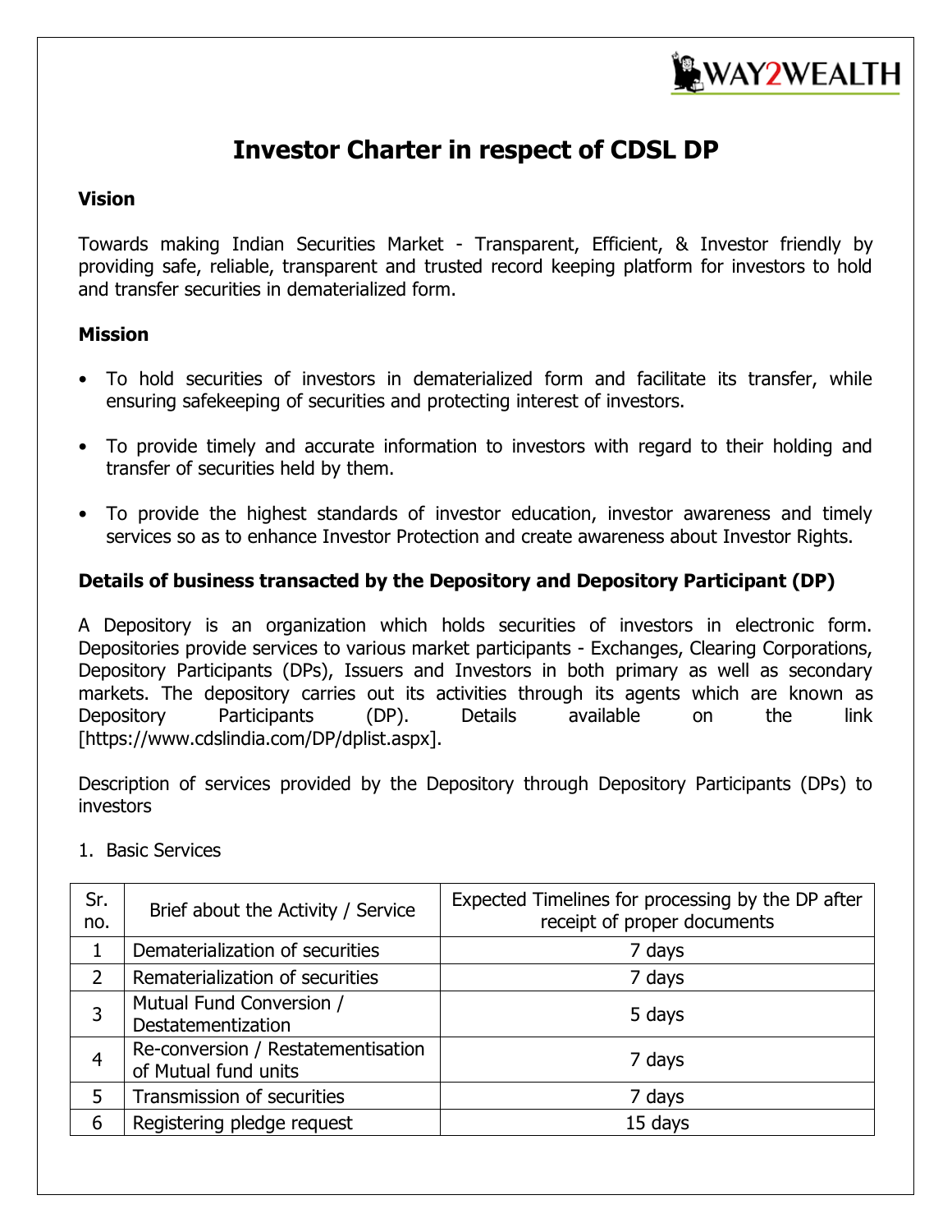# Investor Charter in respect of CDSL DP

### Vision

Towards making Indian Securities Market - Transparent, Efficient, & Investor friendly by providing safe, reliable, transparent and trusted record keeping platform for investors to hold and transfer securities in dematerialized form.

### Mission

- To hold securities of investors in dematerialized form and facilitate its transfer, while ensuring safekeeping of securities and protecting interest of investors.
- To provide timely and accurate information to investors with regard to their holding and transfer of securities held by them.
- To provide the highest standards of investor education, investor awareness and timely services so as to enhance Investor Protection and create awareness about Investor Rights.

### Details of business transacted by the Depository and Depository Participant (DP)

A Depository is an organization which holds securities of investors in electronic form. Depositories provide services to various market participants - Exchanges, Clearing Corporations, Depository Participants (DPs), Issuers and Investors in both primary as well as secondary markets. The depository carries out its activities through its agents which are known as Depository Participants (DP). Details available on the link [https://www.cdslindia.com/DP/dplist.aspx].

Description of services provided by the Depository through Depository Participants (DPs) to investors

1. Basic Services

| Sr. no. | Brief about the Activity / Service | Expected Timelines for processing by the DP after receipt of proper documents |
|---|---|---|
| 1 | Dematerialization of securities | 7 days |
| 2 | Rematerialization of securities | 7 days |
| 3 | Mutual Fund Conversion / Destatementization | 5 days |
| 4 | Re-conversion / Restatementisation of Mutual fund units | 7 days |
| 5 | Transmission of securities | 7 days |
| 6 | Registering pledge request | 15 days |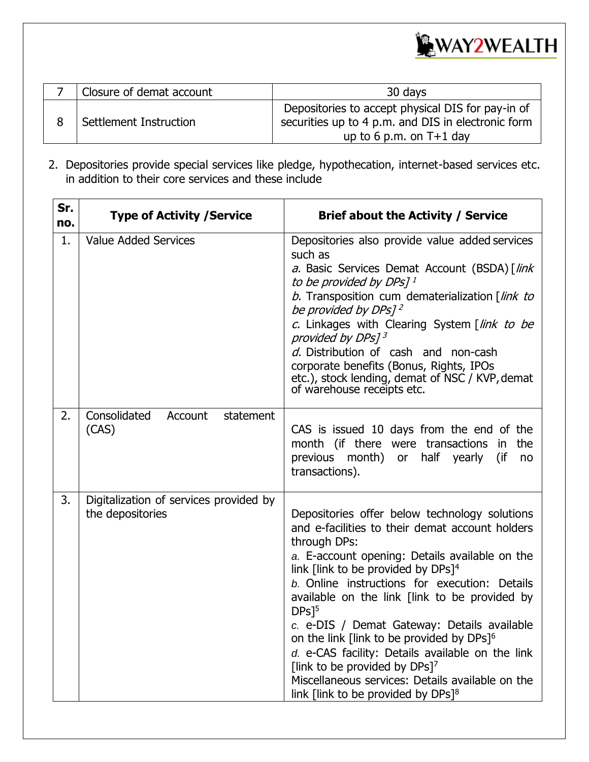| 7 | Closure of demat account | 30 days |
|---|---|---|
| 8 | Settlement Instruction | Depositories to accept physical DIS for pay-in of securities up to 4 p.m. and DIS in electronic form up to 6 p.m. on T+1 day |

2. Depositories provide special services like pledge, hypothecation, internet-based services etc. in addition to their core services and these include

| Sr. no. | Type of Activity /Service | Brief about the Activity / Service |
|---|---|---|
| 1. | Value Added Services | Depositories also provide value added services such as<br>*a.* Basic Services Demat Account (BSDA) [*link to be provided by DPs*] [1]<br>*b.* Transposition cum dematerialization [*link to be provided by DPs*] [2]<br>*c.* Linkages with Clearing System [*link to be provided by DPs*] [3]<br>*d.* Distribution of cash and non-cash corporate benefits (Bonus, Rights, IPOs etc.), stock lending, demat of NSC / KVP, demat of warehouse receipts etc. |
| 2. | Consolidated Account statement (CAS) | CAS is issued 10 days from the end of the month (if there were transactions in the previous month) or half yearly (if no transactions). |
| 3. | Digitalization of services provided by the depositories | Depositories offer below technology solutions and e-facilities to their demat account holders through DPs:<br>a. E-account opening: Details available on the link [link to be provided by DPs][4]<br>b. Online instructions for execution: Details available on the link [link to be provided by DPs][5]<br>c. e-DIS / Demat Gateway: Details available on the link [link to be provided by DPs][6]<br>d. e-CAS facility: Details available on the link [link to be provided by DPs][7]<br>Miscellaneous services: Details available on the link [link to be provided by DPs][8] |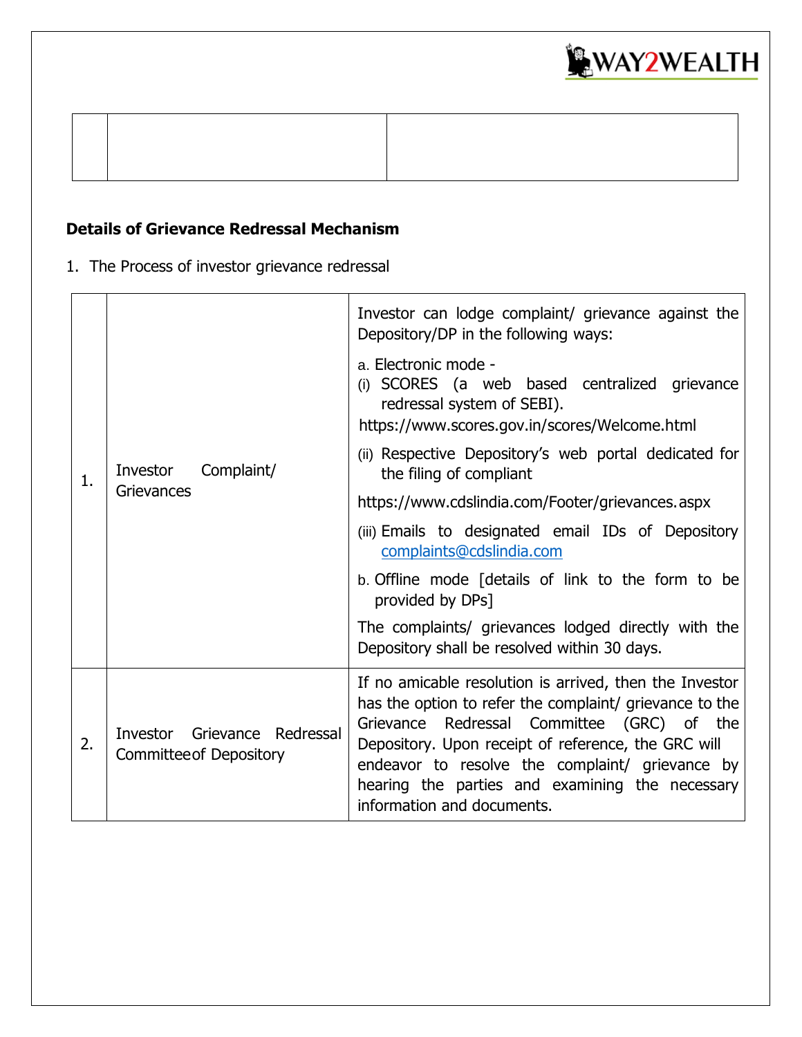|  |  |  |
|---|---|---|
|  |  |  |

**Details of Grievance Redressal Mechanism**

1. The Process of investor grievance redressal

| | | |
|---|---|---|
| 1. | Investor Complaint/ Grievances | Investor can lodge complaint/ grievance against the Depository/DP in the following ways:<br><br>a. Electronic mode -<br>(i) SCORES (a web based centralized grievance redressal system of SEBI). https://www.scores.gov.in/scores/Welcome.html<br>(ii) Respective Depository's web portal dedicated for the filing of compliant https://www.cdslindia.com/Footer/grievances.aspx<br>(iii) Emails to designated email IDs of Depository complaints@cdslindia.com<br><br>b. Offline mode [details of link to the form to be provided by DPs]<br><br>The complaints/ grievances lodged directly with the Depository shall be resolved within 30 days. |
| 2. | Investor Grievance Redressal Committee of Depository | If no amicable resolution is arrived, then the Investor has the option to refer the complaint/ grievance to the Grievance Redressal Committee (GRC) of the Depository. Upon receipt of reference, the GRC will endeavor to resolve the complaint/ grievance by hearing the parties and examining the necessary information and documents. |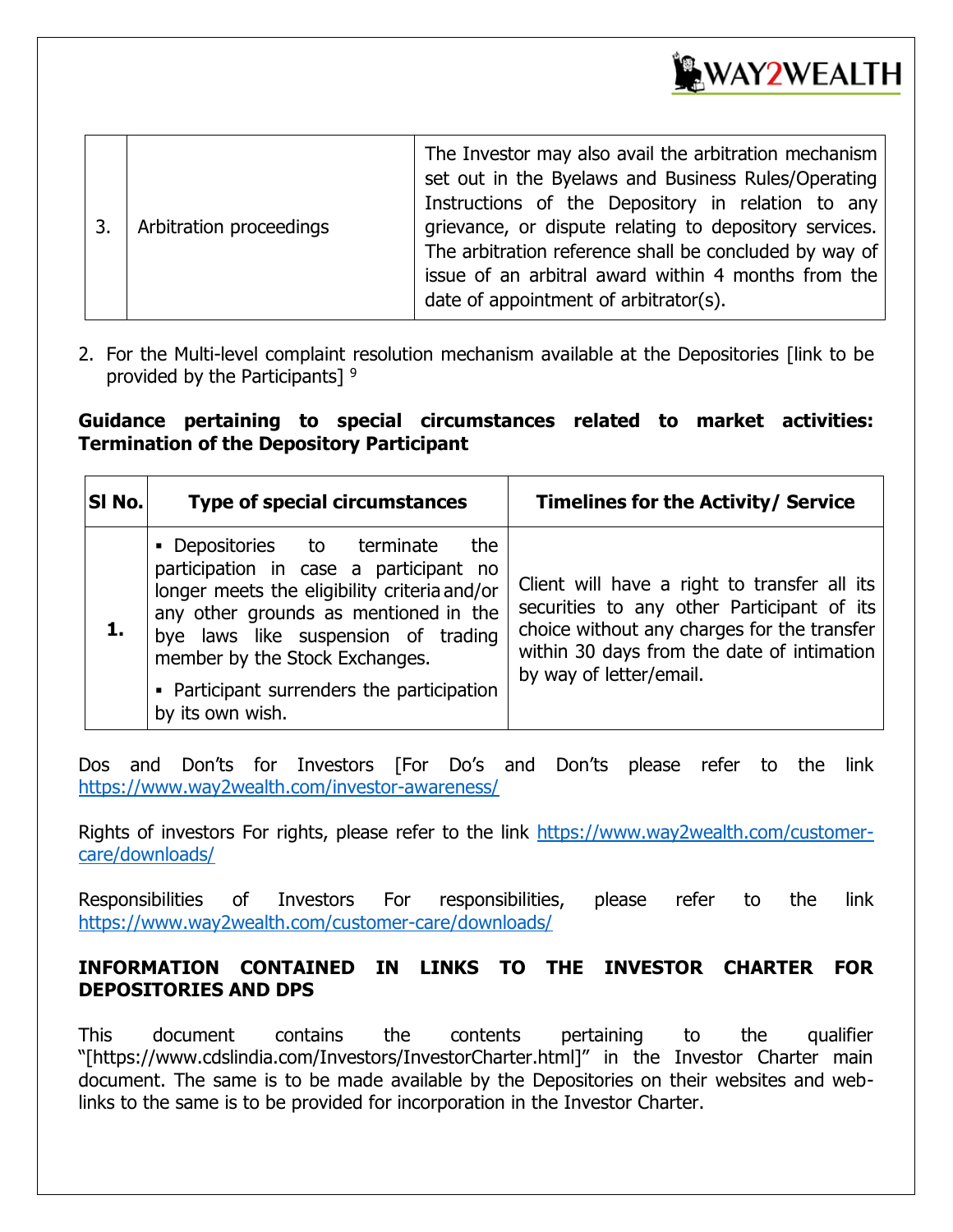| 3. | Arbitration proceedings | The Investor may also avail the arbitration mechanism set out in the Byelaws and Business Rules/Operating Instructions of the Depository in relation to any grievance, or dispute relating to depository services. The arbitration reference shall be concluded by way of issue of an arbitral award within 4 months from the date of appointment of arbitrator(s). |
|---|---|---|

2. For the Multi-level complaint resolution mechanism available at the Depositories [link to be provided by the Participants] [9]

**Guidance pertaining to special circumstances related to market activities: Termination of the Depository Participant**

| Sl No. | Type of special circumstances | Timelines for the Activity/ Service |
|---|---|---|
| **1.** | ▪ Depositories to terminate the participation in case a participant no longer meets the eligibility criteria and/or any other grounds as mentioned in the bye laws like suspension of trading member by the Stock Exchanges.<br>▪ Participant surrenders the participation by its own wish. | Client will have a right to transfer all its securities to any other Participant of its choice without any charges for the transfer within 30 days from the date of intimation by way of letter/email. |

Dos and Don'ts for Investors [For Do's and Don'ts please refer to the link https://www.way2wealth.com/investor-awareness/

Rights of investors For rights, please refer to the link https://www.way2wealth.com/customer-care/downloads/

Responsibilities of Investors For responsibilities, please refer to the link https://www.way2wealth.com/customer-care/downloads/

**INFORMATION CONTAINED IN LINKS TO THE INVESTOR CHARTER FOR DEPOSITORIES AND DPS**

This document contains the contents pertaining to the qualifier "[https://www.cdslindia.com/Investors/InvestorCharter.html]" in the Investor Charter main document. The same is to be made available by the Depositories on their websites and web-links to the same is to be provided for incorporation in the Investor Charter.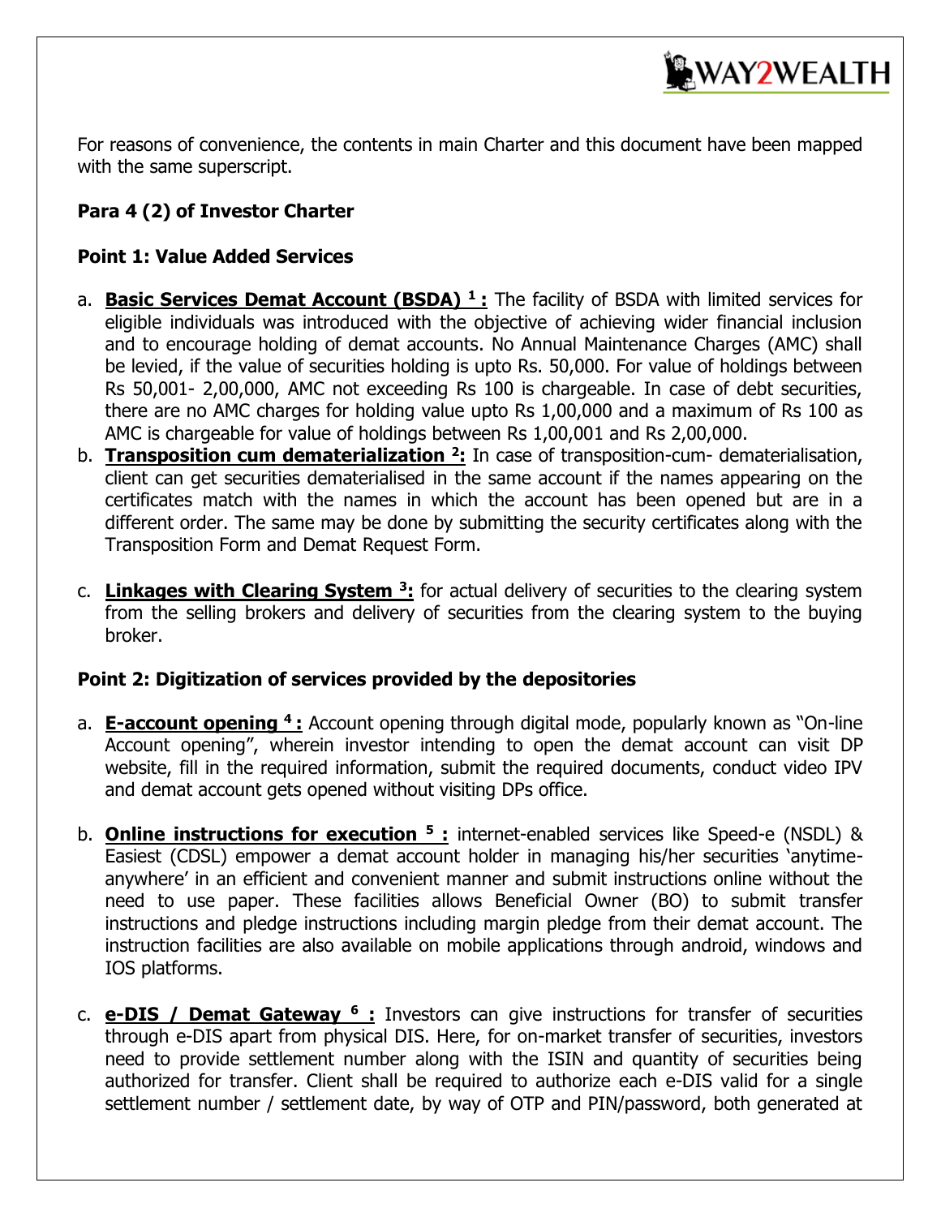For reasons of convenience, the contents in main Charter and this document have been mapped with the same superscript.

**Para 4 (2) of Investor Charter**

**Point 1: Value Added Services**

a. **Basic Services Demat Account (BSDA) [1] :** The facility of BSDA with limited services for eligible individuals was introduced with the objective of achieving wider financial inclusion and to encourage holding of demat accounts. No Annual Maintenance Charges (AMC) shall be levied, if the value of securities holding is upto Rs. 50,000. For value of holdings between Rs 50,001- 2,00,000, AMC not exceeding Rs 100 is chargeable. In case of debt securities, there are no AMC charges for holding value upto Rs 1,00,000 and a maximum of Rs 100 as AMC is chargeable for value of holdings between Rs 1,00,001 and Rs 2,00,000.

b. **Transposition cum dematerialization [2]:** In case of transposition-cum- dematerialisation, client can get securities dematerialised in the same account if the names appearing on the certificates match with the names in which the account has been opened but are in a different order. The same may be done by submitting the security certificates along with the Transposition Form and Demat Request Form.

c. **Linkages with Clearing System [3]:** for actual delivery of securities to the clearing system from the selling brokers and delivery of securities from the clearing system to the buying broker.

**Point 2: Digitization of services provided by the depositories**

a. **E-account opening [4] :** Account opening through digital mode, popularly known as "On-line Account opening", wherein investor intending to open the demat account can visit DP website, fill in the required information, submit the required documents, conduct video IPV and demat account gets opened without visiting DPs office.

b. **Online instructions for execution [5] :** internet-enabled services like Speed-e (NSDL) & Easiest (CDSL) empower a demat account holder in managing his/her securities 'anytime-anywhere' in an efficient and convenient manner and submit instructions online without the need to use paper. These facilities allows Beneficial Owner (BO) to submit transfer instructions and pledge instructions including margin pledge from their demat account. The instruction facilities are also available on mobile applications through android, windows and IOS platforms.

c. **e-DIS / Demat Gateway [6] :** Investors can give instructions for transfer of securities through e-DIS apart from physical DIS. Here, for on-market transfer of securities, investors need to provide settlement number along with the ISIN and quantity of securities being authorized for transfer. Client shall be required to authorize each e-DIS valid for a single settlement number / settlement date, by way of OTP and PIN/password, both generated at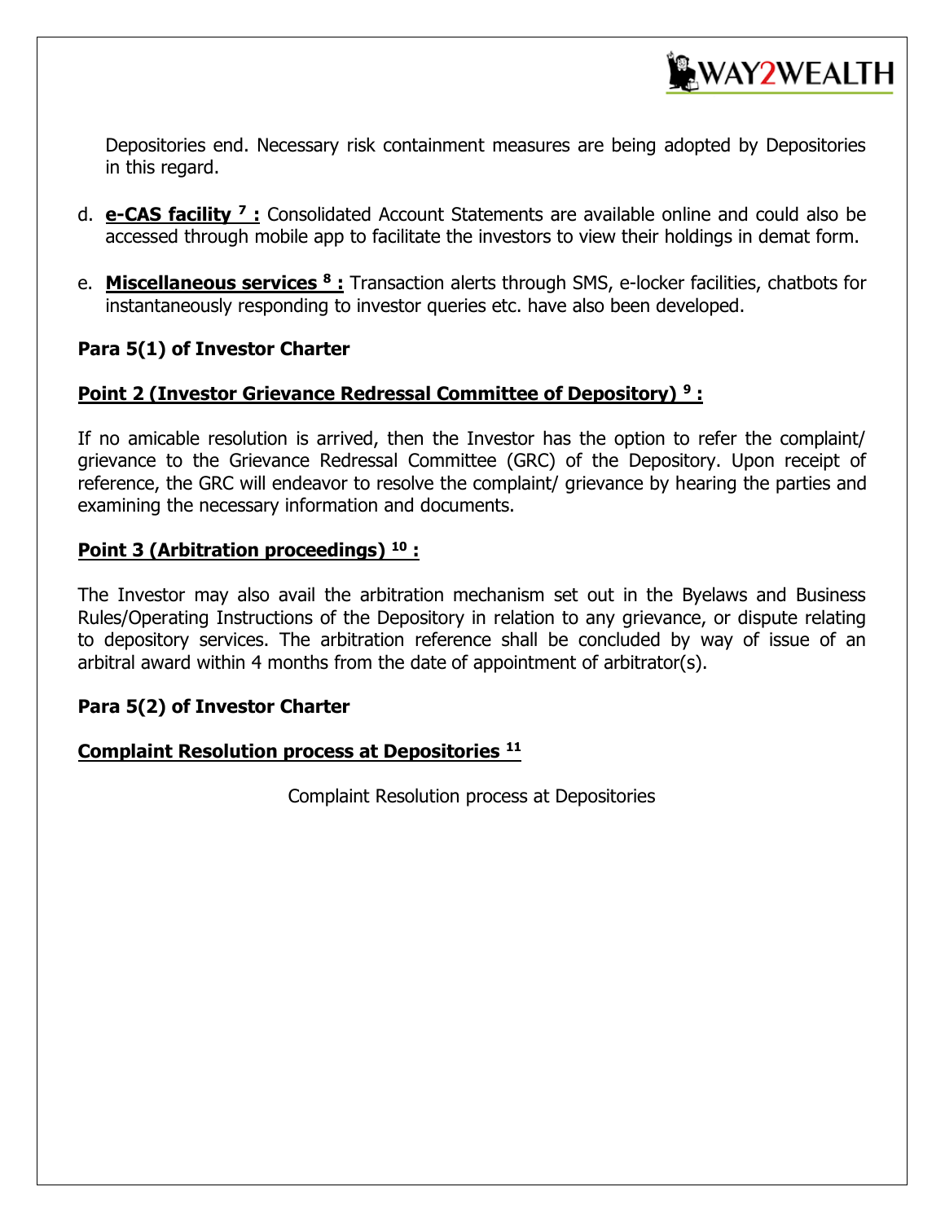Depositories end. Necessary risk containment measures are being adopted by Depositories in this regard.

d. **e-CAS facility [7] :** Consolidated Account Statements are available online and could also be accessed through mobile app to facilitate the investors to view their holdings in demat form.

e. **Miscellaneous services [8] :** Transaction alerts through SMS, e-locker facilities, chatbots for instantaneously responding to investor queries etc. have also been developed.

**Para 5(1) of Investor Charter**

**Point 2 (Investor Grievance Redressal Committee of Depository) [9] :**

If no amicable resolution is arrived, then the Investor has the option to refer the complaint/ grievance to the Grievance Redressal Committee (GRC) of the Depository. Upon receipt of reference, the GRC will endeavor to resolve the complaint/ grievance by hearing the parties and examining the necessary information and documents.

**Point 3 (Arbitration proceedings) [10] :**

The Investor may also avail the arbitration mechanism set out in the Byelaws and Business Rules/Operating Instructions of the Depository in relation to any grievance, or dispute relating to depository services. The arbitration reference shall be concluded by way of issue of an arbitral award within 4 months from the date of appointment of arbitrator(s).

**Para 5(2) of Investor Charter**

**Complaint Resolution process at Depositories [11]**

Complaint Resolution process at Depositories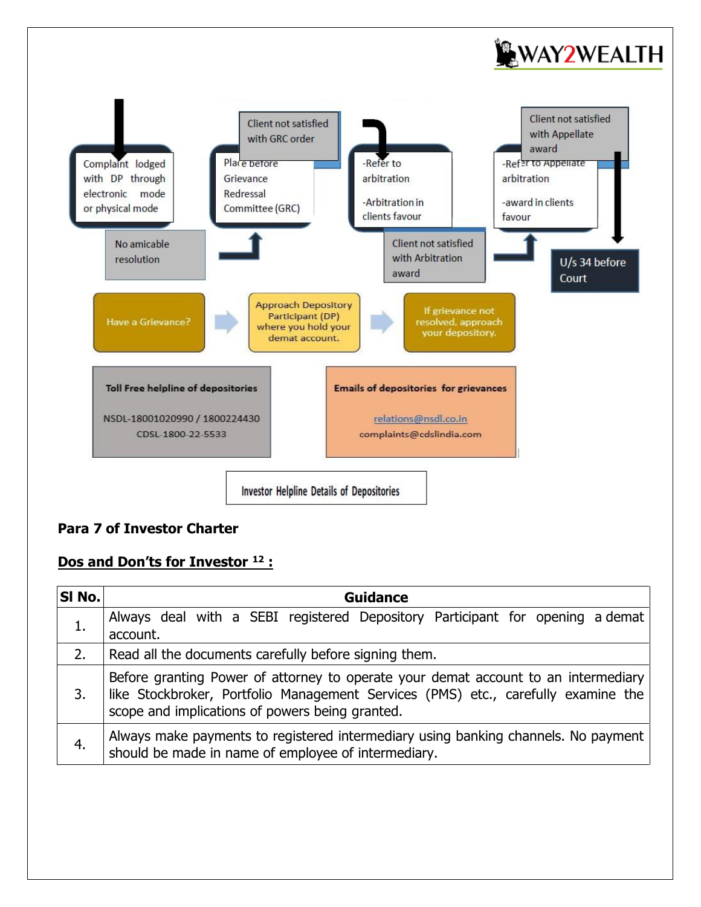Complaint lodged with DP through electronic mode or physical mode

No amicable resolution

Client not satisfied with GRC order

Place before Grievance Redressal Committee (GRC)

-Refer to arbitration

-Arbitration in clients favour

Client not satisfied with Arbitration award

Client not satisfied with Appellate award

-Refer to Appellate arbitration

-award in clients favour

U/s 34 before Court

Have a Grievance?

Approach Depository Participant (DP) where you hold your demat account.

If grievance not resolved, approach your depository.

**Toll Free helpline of depositories**

NSDL-18001020990 / 1800224430

CDSL-1800-22-5533

**Emails of depositories for grievances**

relations@nsdl.co.in

complaints@cdslindia.com

Investor Helpline Details of Depositories

**Para 7 of Investor Charter**

**Dos and Don'ts for Investor [12] :**

| Sl No. | Guidance |
|---|---|
| 1. | Always deal with a SEBI registered Depository Participant for opening a demat account. |
| 2. | Read all the documents carefully before signing them. |
| 3. | Before granting Power of attorney to operate your demat account to an intermediary like Stockbroker, Portfolio Management Services (PMS) etc., carefully examine the scope and implications of powers being granted. |
| 4. | Always make payments to registered intermediary using banking channels. No payment should be made in name of employee of intermediary. |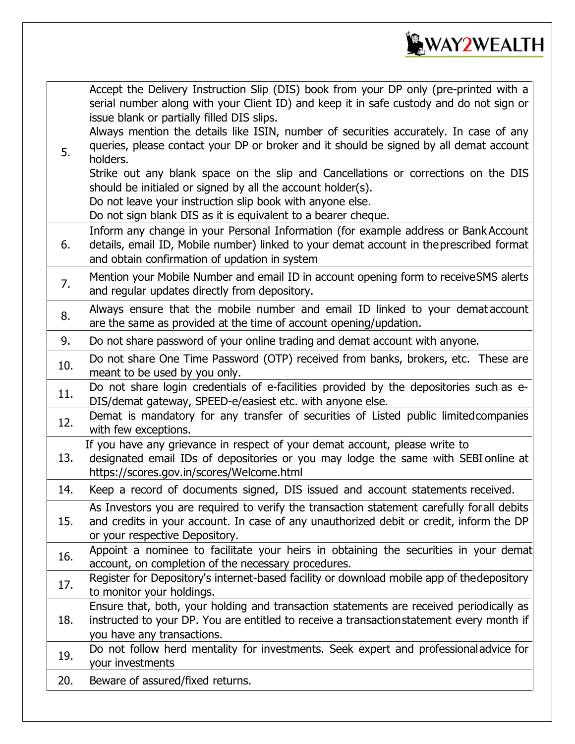| | |
|---|---|
| 5. | Accept the Delivery Instruction Slip (DIS) book from your DP only (pre-printed with a serial number along with your Client ID) and keep it in safe custody and do not sign or issue blank or partially filled DIS slips.<br>Always mention the details like ISIN, number of securities accurately. In case of any queries, please contact your DP or broker and it should be signed by all demat account holders.<br>Strike out any blank space on the slip and Cancellations or corrections on the DIS should be initialed or signed by all the account holder(s).<br>Do not leave your instruction slip book with anyone else.<br>Do not sign blank DIS as it is equivalent to a bearer cheque. |
| 6. | Inform any change in your Personal Information (for example address or Bank Account details, email ID, Mobile number) linked to your demat account in the prescribed format and obtain confirmation of updation in system |
| 7. | Mention your Mobile Number and email ID in account opening form to receive SMS alerts and regular updates directly from depository. |
| 8. | Always ensure that the mobile number and email ID linked to your demat account are the same as provided at the time of account opening/updation. |
| 9. | Do not share password of your online trading and demat account with anyone. |
| 10. | Do not share One Time Password (OTP) received from banks, brokers, etc. These are meant to be used by you only. |
| 11. | Do not share login credentials of e-facilities provided by the depositories such as e-DIS/demat gateway, SPEED-e/easiest etc. with anyone else. |
| 12. | Demat is mandatory for any transfer of securities of Listed public limited companies with few exceptions. |
| 13. | If you have any grievance in respect of your demat account, please write to designated email IDs of depositories or you may lodge the same with SEBI online at https://scores.gov.in/scores/Welcome.html |
| 14. | Keep a record of documents signed, DIS issued and account statements received. |
| 15. | As Investors you are required to verify the transaction statement carefully for all debits and credits in your account. In case of any unauthorized debit or credit, inform the DP or your respective Depository. |
| 16. | Appoint a nominee to facilitate your heirs in obtaining the securities in your demat account, on completion of the necessary procedures. |
| 17. | Register for Depository's internet-based facility or download mobile app of the depository to monitor your holdings. |
| 18. | Ensure that, both, your holding and transaction statements are received periodically as instructed to your DP. You are entitled to receive a transaction statement every month if you have any transactions. |
| 19. | Do not follow herd mentality for investments. Seek expert and professional advice for your investments |
| 20. | Beware of assured/fixed returns. |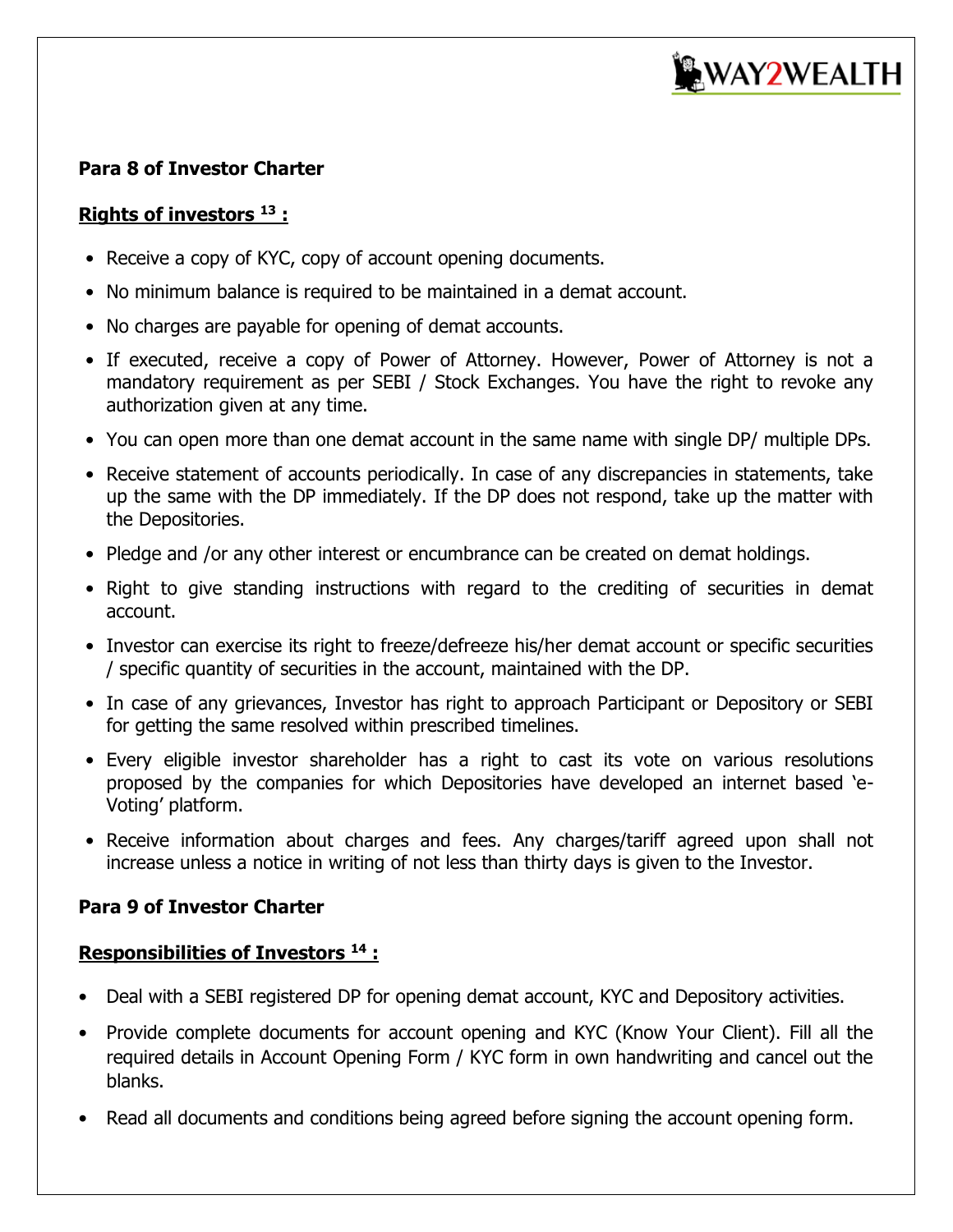**Para 8 of Investor Charter**

**Rights of investors [13] :**

- Receive a copy of KYC, copy of account opening documents.
- No minimum balance is required to be maintained in a demat account.
- No charges are payable for opening of demat accounts.
- If executed, receive a copy of Power of Attorney. However, Power of Attorney is not a mandatory requirement as per SEBI / Stock Exchanges. You have the right to revoke any authorization given at any time.
- You can open more than one demat account in the same name with single DP/ multiple DPs.
- Receive statement of accounts periodically. In case of any discrepancies in statements, take up the same with the DP immediately. If the DP does not respond, take up the matter with the Depositories.
- Pledge and /or any other interest or encumbrance can be created on demat holdings.
- Right to give standing instructions with regard to the crediting of securities in demat account.
- Investor can exercise its right to freeze/defreeze his/her demat account or specific securities / specific quantity of securities in the account, maintained with the DP.
- In case of any grievances, Investor has right to approach Participant or Depository or SEBI for getting the same resolved within prescribed timelines.
- Every eligible investor shareholder has a right to cast its vote on various resolutions proposed by the companies for which Depositories have developed an internet based 'e-Voting' platform.
- Receive information about charges and fees. Any charges/tariff agreed upon shall not increase unless a notice in writing of not less than thirty days is given to the Investor.

**Para 9 of Investor Charter**

**Responsibilities of Investors [14] :**

- Deal with a SEBI registered DP for opening demat account, KYC and Depository activities.
- Provide complete documents for account opening and KYC (Know Your Client). Fill all the required details in Account Opening Form / KYC form in own handwriting and cancel out the blanks.
- Read all documents and conditions being agreed before signing the account opening form.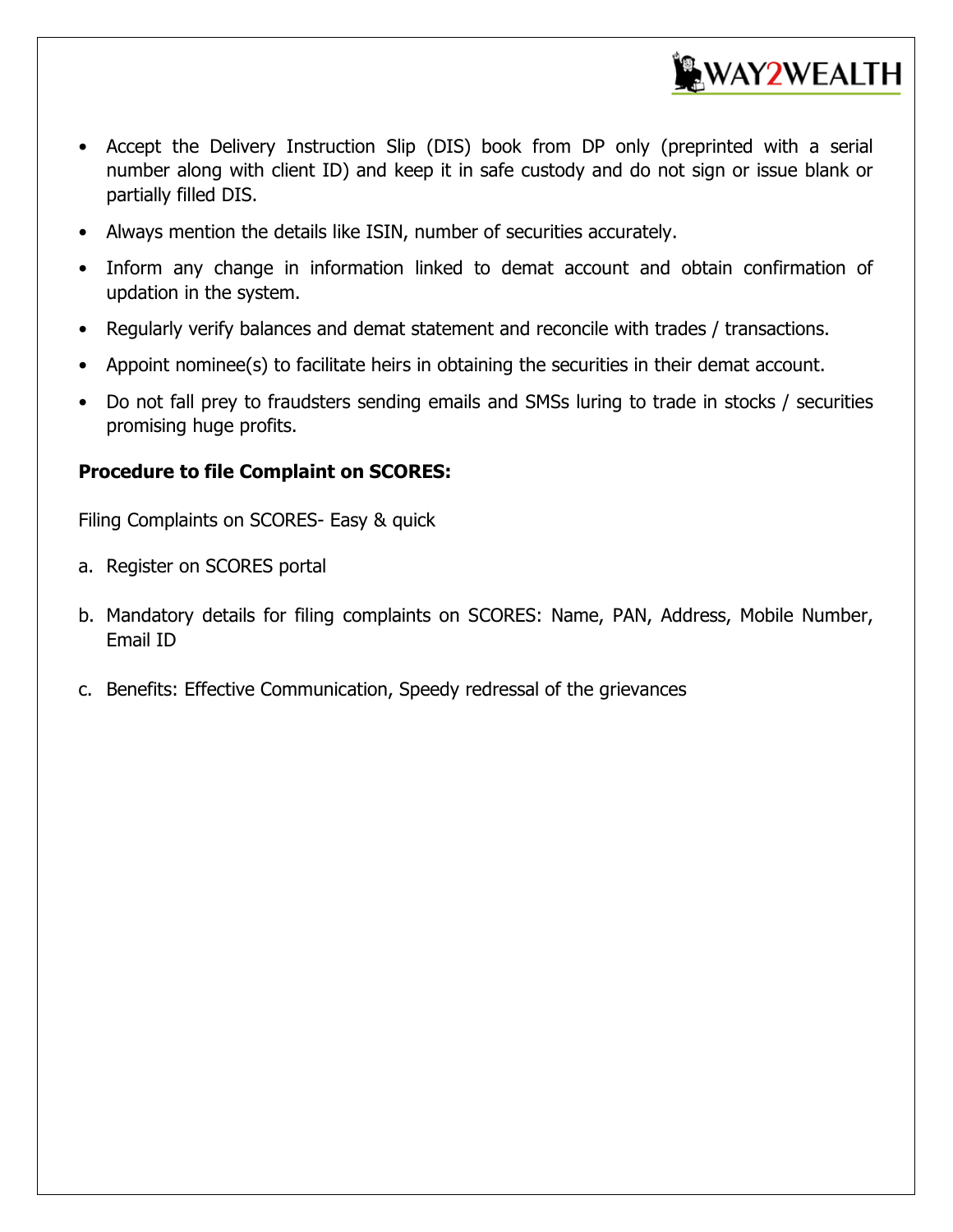- Accept the Delivery Instruction Slip (DIS) book from DP only (preprinted with a serial number along with client ID) and keep it in safe custody and do not sign or issue blank or partially filled DIS.
- Always mention the details like ISIN, number of securities accurately.
- Inform any change in information linked to demat account and obtain confirmation of updation in the system.
- Regularly verify balances and demat statement and reconcile with trades / transactions.
- Appoint nominee(s) to facilitate heirs in obtaining the securities in their demat account.
- Do not fall prey to fraudsters sending emails and SMSs luring to trade in stocks / securities promising huge profits.

**Procedure to file Complaint on SCORES:**

Filing Complaints on SCORES- Easy & quick

a. Register on SCORES portal

b. Mandatory details for filing complaints on SCORES: Name, PAN, Address, Mobile Number, Email ID

c. Benefits: Effective Communication, Speedy redressal of the grievances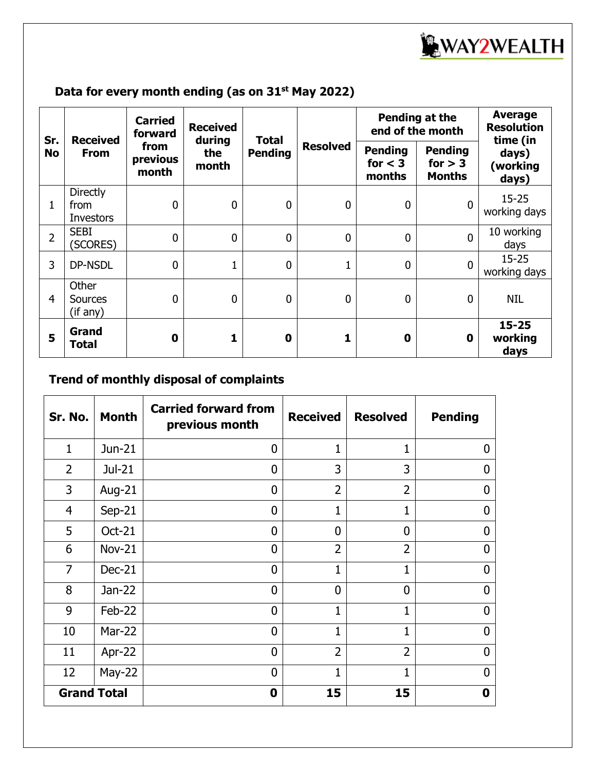### Data for every month ending (as on 31st May 2022)

| Sr. No | Received From | Carried forward from previous month | Received during the month | Total Pending | Resolved | Pending at the end of the month | | Average Resolution time (in days) (working days) |
|---|---|---|---|---|---|---|---|---|
| | | | | | | Pending for < 3 months | Pending for > 3 Months | |
| 1 | Directly from Investors | 0 | 0 | 0 | 0 | 0 | 0 | 15-25 working days |
| 2 | SEBI (SCORES) | 0 | 0 | 0 | 0 | 0 | 0 | 10 working days |
| 3 | DP-NSDL | 0 | 1 | 0 | 1 | 0 | 0 | 15-25 working days |
| 4 | Other Sources (if any) | 0 | 0 | 0 | 0 | 0 | 0 | NIL |
| **5** | **Grand Total** | **0** | **1** | **0** | **1** | **0** | **0** | **15-25 working days** |

### Trend of monthly disposal of complaints

| Sr. No. | Month | Carried forward from previous month | Received | Resolved | Pending |
|---|---|---|---|---|---|
| 1 | Jun-21 | 0 | 1 | 1 | 0 |
| 2 | Jul-21 | 0 | 3 | 3 | 0 |
| 3 | Aug-21 | 0 | 2 | 2 | 0 |
| 4 | Sep-21 | 0 | 1 | 1 | 0 |
| 5 | Oct-21 | 0 | 0 | 0 | 0 |
| 6 | Nov-21 | 0 | 2 | 2 | 0 |
| 7 | Dec-21 | 0 | 1 | 1 | 0 |
| 8 | Jan-22 | 0 | 0 | 0 | 0 |
| 9 | Feb-22 | 0 | 1 | 1 | 0 |
| 10 | Mar-22 | 0 | 1 | 1 | 0 |
| 11 | Apr-22 | 0 | 2 | 2 | 0 |
| 12 | May-22 | 0 | 1 | 1 | 0 |
| **Grand Total** | | **0** | **15** | **15** | **0** |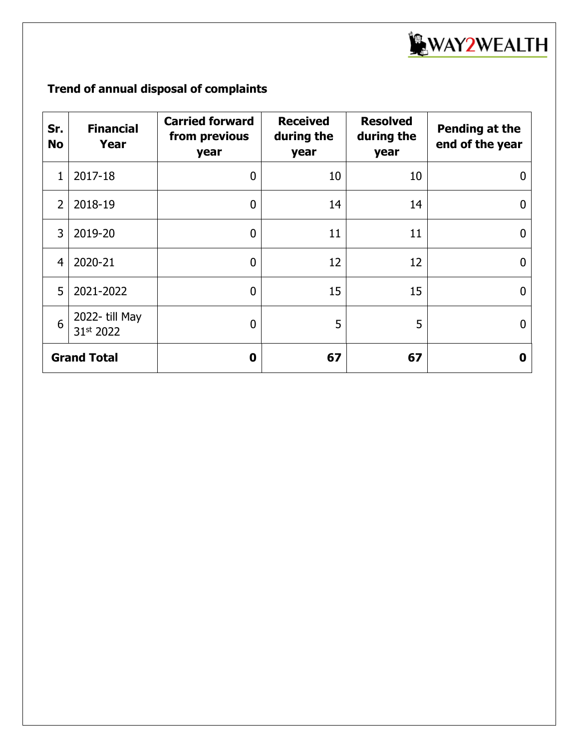**Trend of annual disposal of complaints**

| Sr. No | Financial Year | Carried forward from previous year | Received during the year | Resolved during the year | Pending at the end of the year |
|---|---|---|---|---|---|
| 1 | 2017-18 | 0 | 10 | 10 | 0 |
| 2 | 2018-19 | 0 | 14 | 14 | 0 |
| 3 | 2019-20 | 0 | 11 | 11 | 0 |
| 4 | 2020-21 | 0 | 12 | 12 | 0 |
| 5 | 2021-2022 | 0 | 15 | 15 | 0 |
| 6 | 2022- till May 31st 2022 | 0 | 5 | 5 | 0 |
| **Grand Total** | | **0** | **67** | **67** | **0** |